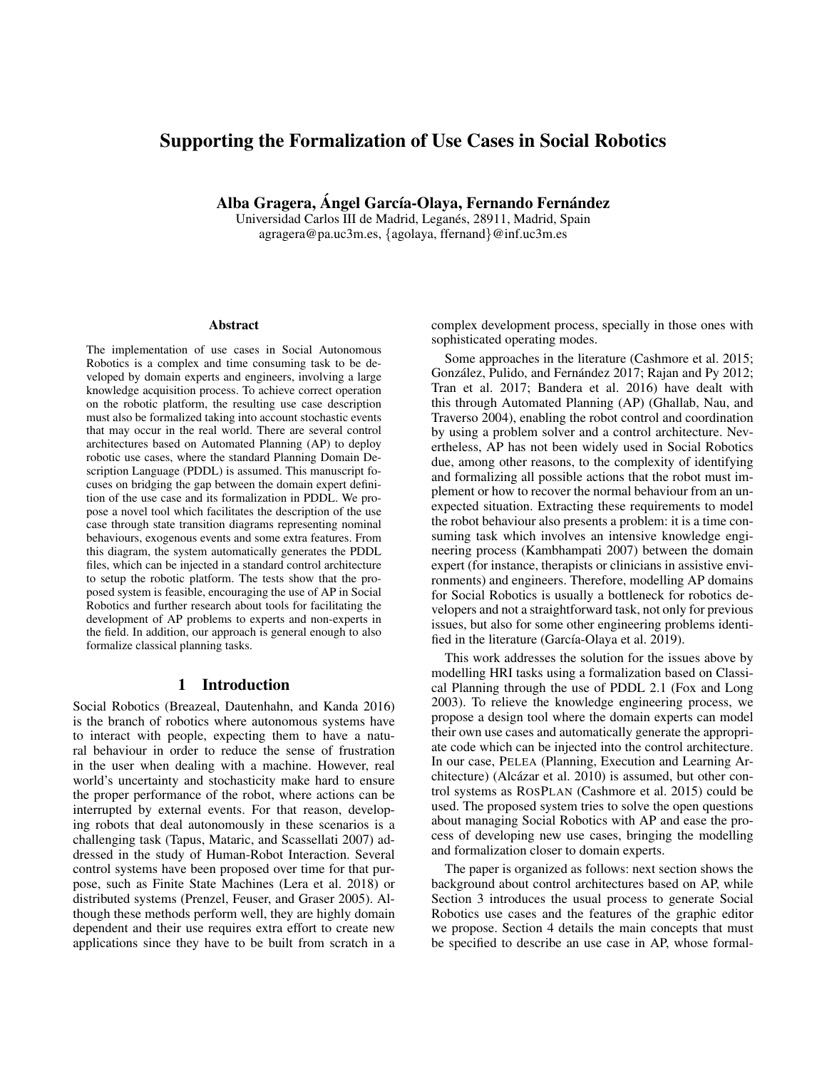# Supporting the Formalization of Use Cases in Social Robotics

**Alba Gragera, Ángel García-Olaya, Fernando Fernández**

Universidad Carlos III de Madrid, Leganés, 28911, Madrid, Spain
agragera@pa.uc3m.es, {agolaya, ffernand}@inf.uc3m.es

## Abstract

The implementation of use cases in Social Autonomous Robotics is a complex and time consuming task to be developed by domain experts and engineers, involving a large knowledge acquisition process. To achieve correct operation on the robotic platform, the resulting use case description must also be formalized taking into account stochastic events that may occur in the real world. There are several control architectures based on Automated Planning (AP) to deploy robotic use cases, where the standard Planning Domain Description Language (PDDL) is assumed. This manuscript focuses on bridging the gap between the domain expert definition of the use case and its formalization in PDDL. We propose a novel tool which facilitates the description of the use case through state transition diagrams representing nominal behaviours, exogenous events and some extra features. From this diagram, the system automatically generates the PDDL files, which can be injected in a standard control architecture to setup the robotic platform. The tests show that the proposed system is feasible, encouraging the use of AP in Social Robotics and further research about tools for facilitating the development of AP problems to experts and non-experts in the field. In addition, our approach is general enough to also formalize classical planning tasks.

## 1 Introduction

Social Robotics (Breazeal, Dautenhahn, and Kanda 2016) is the branch of robotics where autonomous systems have to interact with people, expecting them to have a natural behaviour in order to reduce the sense of frustration in the user when dealing with a machine. However, real world's uncertainty and stochasticity make hard to ensure the proper performance of the robot, where actions can be interrupted by external events. For that reason, developing robots that deal autonomously in these scenarios is a challenging task (Tapus, Mataric, and Scassellati 2007) addressed in the study of Human-Robot Interaction. Several control systems have been proposed over time for that purpose, such as Finite State Machines (Lera et al. 2018) or distributed systems (Prenzel, Feuser, and Graser 2005). Although these methods perform well, they are highly domain dependent and their use requires extra effort to create new applications since they have to be built from scratch in a complex development process, specially in those ones with sophisticated operating modes.

Some approaches in the literature (Cashmore et al. 2015; González, Pulido, and Fernández 2017; Rajan and Py 2012; Tran et al. 2017; Bandera et al. 2016) have dealt with this through Automated Planning (AP) (Ghallab, Nau, and Traverso 2004), enabling the robot control and coordination by using a problem solver and a control architecture. Nevertheless, AP has not been widely used in Social Robotics due, among other reasons, to the complexity of identifying and formalizing all possible actions that the robot must implement or how to recover the normal behaviour from an unexpected situation. Extracting these requirements to model the robot behaviour also presents a problem: it is a time consuming task which involves an intensive knowledge engineering process (Kambhampati 2007) between the domain expert (for instance, therapists or clinicians in assistive environments) and engineers. Therefore, modelling AP domains for Social Robotics is usually a bottleneck for robotics developers and not a straightforward task, not only for previous issues, but also for some other engineering problems identified in the literature (García-Olaya et al. 2019).

This work addresses the solution for the issues above by modelling HRI tasks using a formalization based on Classical Planning through the use of PDDL 2.1 (Fox and Long 2003). To relieve the knowledge engineering process, we propose a design tool where the domain experts can model their own use cases and automatically generate the appropriate code which can be injected into the control architecture. In our case, PELEA (Planning, Execution and Learning Architecture) (Alcázar et al. 2010) is assumed, but other control systems as ROSPLAN (Cashmore et al. 2015) could be used. The proposed system tries to solve the open questions about managing Social Robotics with AP and ease the process of developing new use cases, bringing the modelling and formalization closer to domain experts.

The paper is organized as follows: next section shows the background about control architectures based on AP, while Section 3 introduces the usual process to generate Social Robotics use cases and the features of the graphic editor we propose. Section 4 details the main concepts that must be specified to describe an use case in AP, whose formal-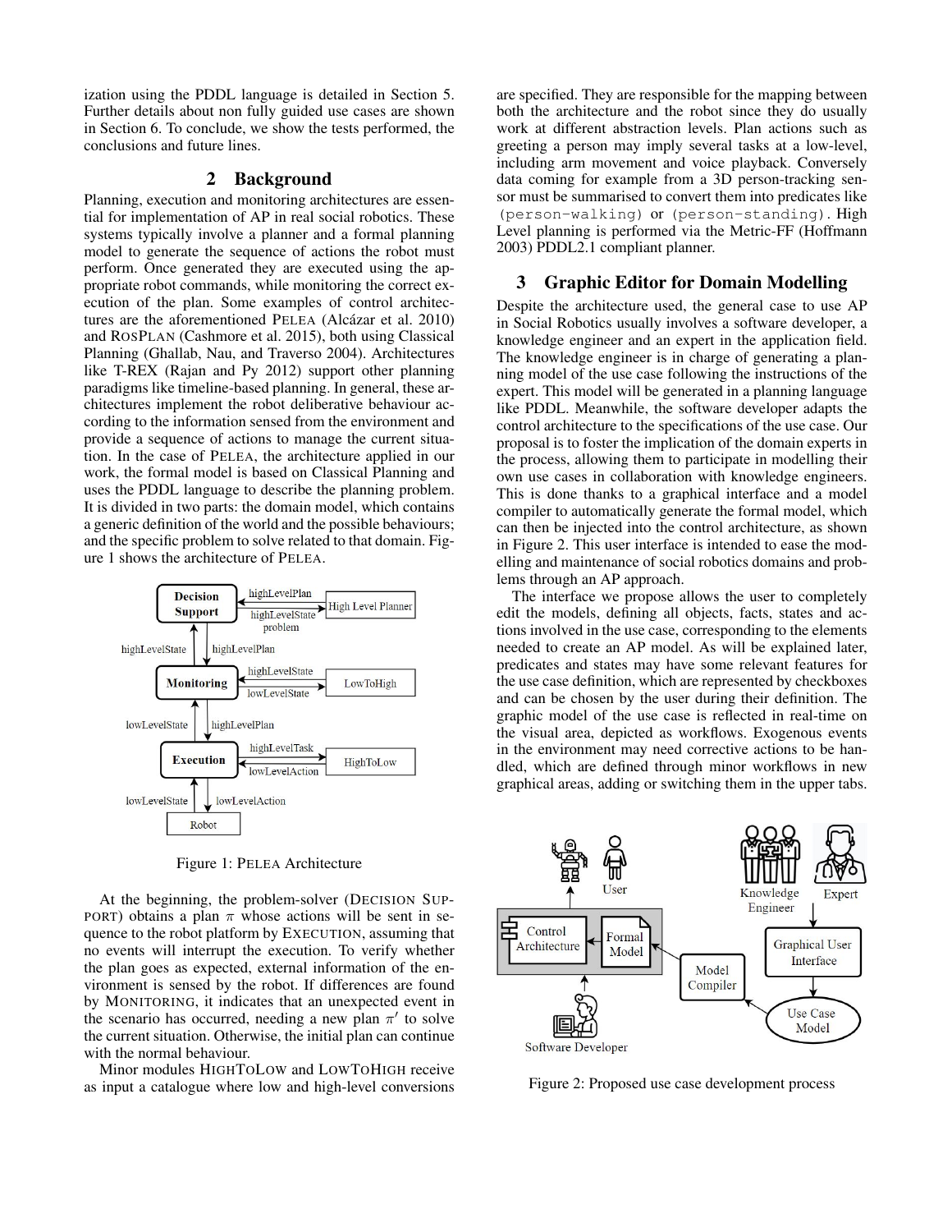ization using the PDDL language is detailed in Section 5. Further details about non fully guided use cases are shown in Section 6. To conclude, we show the tests performed, the conclusions and future lines.

## 2 Background

Planning, execution and monitoring architectures are essential for implementation of AP in real social robotics. These systems typically involve a planner and a formal planning model to generate the sequence of actions the robot must perform. Once generated they are executed using the appropriate robot commands, while monitoring the correct execution of the plan. Some examples of control architectures are the aforementioned PELEA (Alcázar et al. 2010) and ROSPLAN (Cashmore et al. 2015), both using Classical Planning (Ghallab, Nau, and Traverso 2004). Architectures like T-REX (Rajan and Py 2012) support other planning paradigms like timeline-based planning. In general, these architectures implement the robot deliberative behaviour according to the information sensed from the environment and provide a sequence of actions to manage the current situation. In the case of PELEA, the architecture applied in our work, the formal model is based on Classical Planning and uses the PDDL language to describe the planning problem. It is divided in two parts: the domain model, which contains a generic definition of the world and the possible behaviours; and the specific problem to solve related to that domain. Figure 1 shows the architecture of PELEA.

Figure 1: PELEA Architecture

At the beginning, the problem-solver (DECISION SUPPORT) obtains a plan $\pi$ whose actions will be sent in sequence to the robot platform by EXECUTION, assuming that no events will interrupt the execution. To verify whether the plan goes as expected, external information of the environment is sensed by the robot. If differences are found by MONITORING, it indicates that an unexpected event in the scenario has occurred, needing a new plan $\pi'$ to solve the current situation. Otherwise, the initial plan can continue with the normal behaviour.

Minor modules HIGHTOLOW and LOWTOHIGH receive as input a catalogue where low and high-level conversions are specified. They are responsible for the mapping between both the architecture and the robot since they do usually work at different abstraction levels. Plan actions such as greeting a person may imply several tasks at a low-level, including arm movement and voice playback. Conversely data coming for example from a 3D person-tracking sensor must be summarised to convert them into predicates like `(person-walking)` or `(person-standing)`. High Level planning is performed via the Metric-FF (Hoffmann 2003) PDDL2.1 compliant planner.

## 3 Graphic Editor for Domain Modelling

Despite the architecture used, the general case to use AP in Social Robotics usually involves a software developer, a knowledge engineer and an expert in the application field. The knowledge engineer is in charge of generating a planning model of the use case following the instructions of the expert. This model will be generated in a planning language like PDDL. Meanwhile, the software developer adapts the control architecture to the specifications of the use case. Our proposal is to foster the implication of the domain experts in the process, allowing them to participate in modelling their own use cases in collaboration with knowledge engineers. This is done thanks to a graphical interface and a model compiler to automatically generate the formal model, which can then be injected into the control architecture, as shown in Figure 2. This user interface is intended to ease the modelling and maintenance of social robotics domains and problems through an AP approach.

The interface we propose allows the user to completely edit the models, defining all objects, facts, states and actions involved in the use case, corresponding to the elements needed to create an AP model. As will be explained later, predicates and states may have some relevant features for the use case definition, which are represented by checkboxes and can be chosen by the user during their definition. The graphic model of the use case is reflected in real-time on the visual area, depicted as workflows. Exogenous events in the environment may need corrective actions to be handled, which are defined through minor workflows in new graphical areas, adding or switching them in the upper tabs.

Figure 2: Proposed use case development process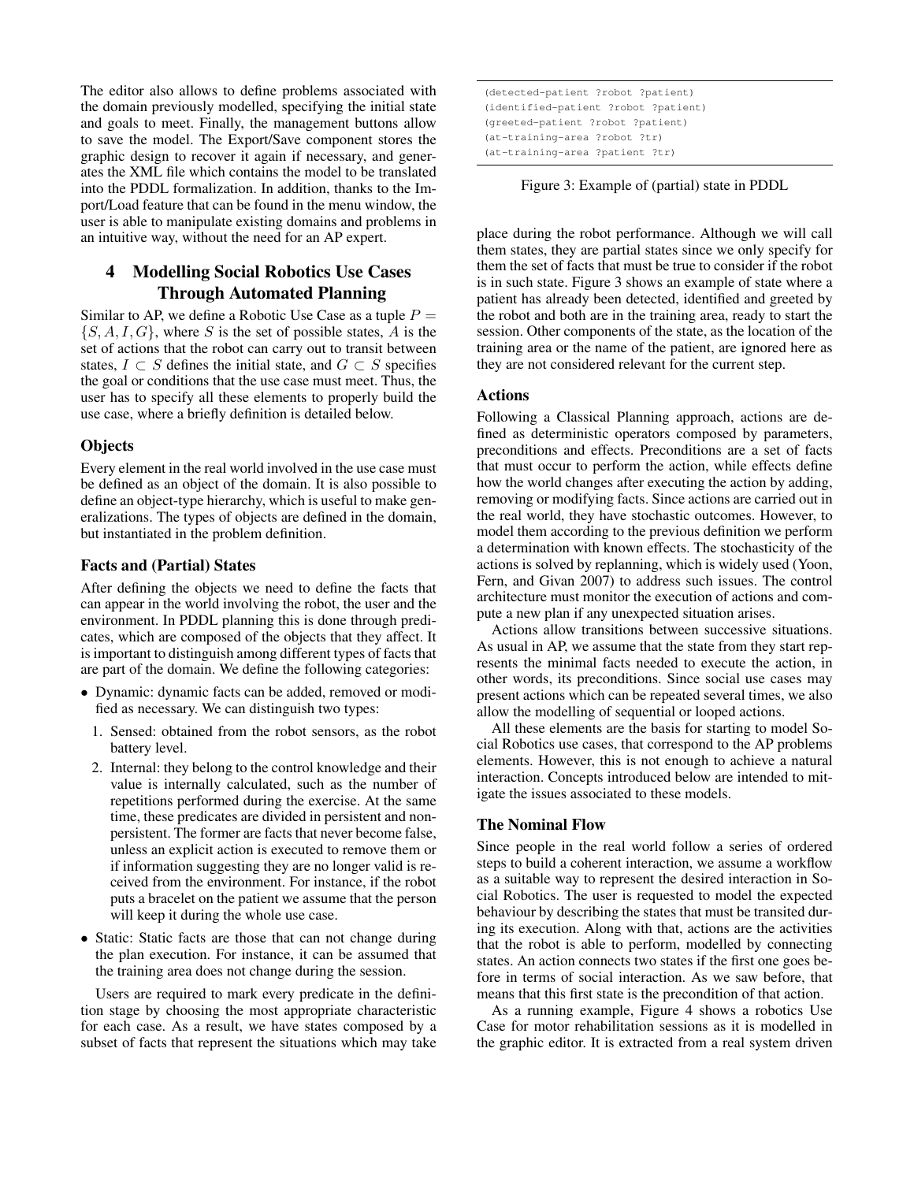The editor also allows to define problems associated with the domain previously modelled, specifying the initial state and goals to meet. Finally, the management buttons allow to save the model. The Export/Save component stores the graphic design to recover it again if necessary, and generates the XML file which contains the model to be translated into the PDDL formalization. In addition, thanks to the Import/Load feature that can be found in the menu window, the user is able to manipulate existing domains and problems in an intuitive way, without the need for an AP expert.

## 4 Modelling Social Robotics Use Cases Through Automated Planning

Similar to AP, we define a Robotic Use Case as a tuple $P = \{S, A, I, G\}$, where $S$ is the set of possible states, $A$ is the set of actions that the robot can carry out to transit between states, $I \subset S$ defines the initial state, and $G \subset S$ specifies the goal or conditions that the use case must meet. Thus, the user has to specify all these elements to properly build the use case, where a briefly definition is detailed below.

### Objects

Every element in the real world involved in the use case must be defined as an object of the domain. It is also possible to define an object-type hierarchy, which is useful to make generalizations. The types of objects are defined in the domain, but instantiated in the problem definition.

### Facts and (Partial) States

After defining the objects we need to define the facts that can appear in the world involving the robot, the user and the environment. In PDDL planning this is done through predicates, which are composed of the objects that they affect. It is important to distinguish among different types of facts that are part of the domain. We define the following categories:

- Dynamic: dynamic facts can be added, removed or modified as necessary. We can distinguish two types:
  1. Sensed: obtained from the robot sensors, as the robot battery level.
  2. Internal: they belong to the control knowledge and their value is internally calculated, such as the number of repetitions performed during the exercise. At the same time, these predicates are divided in persistent and non-persistent. The former are facts that never become false, unless an explicit action is executed to remove them or if information suggesting they are no longer valid is received from the environment. For instance, if the robot puts a bracelet on the patient we assume that the person will keep it during the whole use case.
- Static: Static facts are those that can not change during the plan execution. For instance, it can be assumed that the training area does not change during the session.

Users are required to mark every predicate in the definition stage by choosing the most appropriate characteristic for each case. As a result, we have states composed by a subset of facts that represent the situations which may take place during the robot performance. Although we will call them states, they are partial states since we only specify for them the set of facts that must be true to consider if the robot is in such state. Figure 3 shows an example of state where a patient has already been detected, identified and greeted by the robot and both are in the training area, ready to start the session. Other components of the state, as the location of the training area or the name of the patient, are ignored here as they are not considered relevant for the current step.

```
(detected-patient ?robot ?patient)
(identified-patient ?robot ?patient)
(greeted-patient ?robot ?patient)
(at-training-area ?robot ?tr)
(at-training-area ?patient ?tr)
```

Figure 3: Example of (partial) state in PDDL

### Actions

Following a Classical Planning approach, actions are defined as deterministic operators composed by parameters, preconditions and effects. Preconditions are a set of facts that must occur to perform the action, while effects define how the world changes after executing the action by adding, removing or modifying facts. Since actions are carried out in the real world, they have stochastic outcomes. However, to model them according to the previous definition we perform a determination with known effects. The stochasticity of the actions is solved by replanning, which is widely used (Yoon, Fern, and Givan 2007) to address such issues. The control architecture must monitor the execution of actions and compute a new plan if any unexpected situation arises.

Actions allow transitions between successive situations. As usual in AP, we assume that the state from they start represents the minimal facts needed to execute the action, in other words, its preconditions. Since social use cases may present actions which can be repeated several times, we also allow the modelling of sequential or looped actions.

All these elements are the basis for starting to model Social Robotics use cases, that correspond to the AP problems elements. However, this is not enough to achieve a natural interaction. Concepts introduced below are intended to mitigate the issues associated to these models.

### The Nominal Flow

Since people in the real world follow a series of ordered steps to build a coherent interaction, we assume a workflow as a suitable way to represent the desired interaction in Social Robotics. The user is requested to model the expected behaviour by describing the states that must be transited during its execution. Along with that, actions are the activities that the robot is able to perform, modelled by connecting states. An action connects two states if the first one goes before in terms of social interaction. As we saw before, that means that this first state is the precondition of that action.

As a running example, Figure 4 shows a robotics Use Case for motor rehabilitation sessions as it is modelled in the graphic editor. It is extracted from a real system driven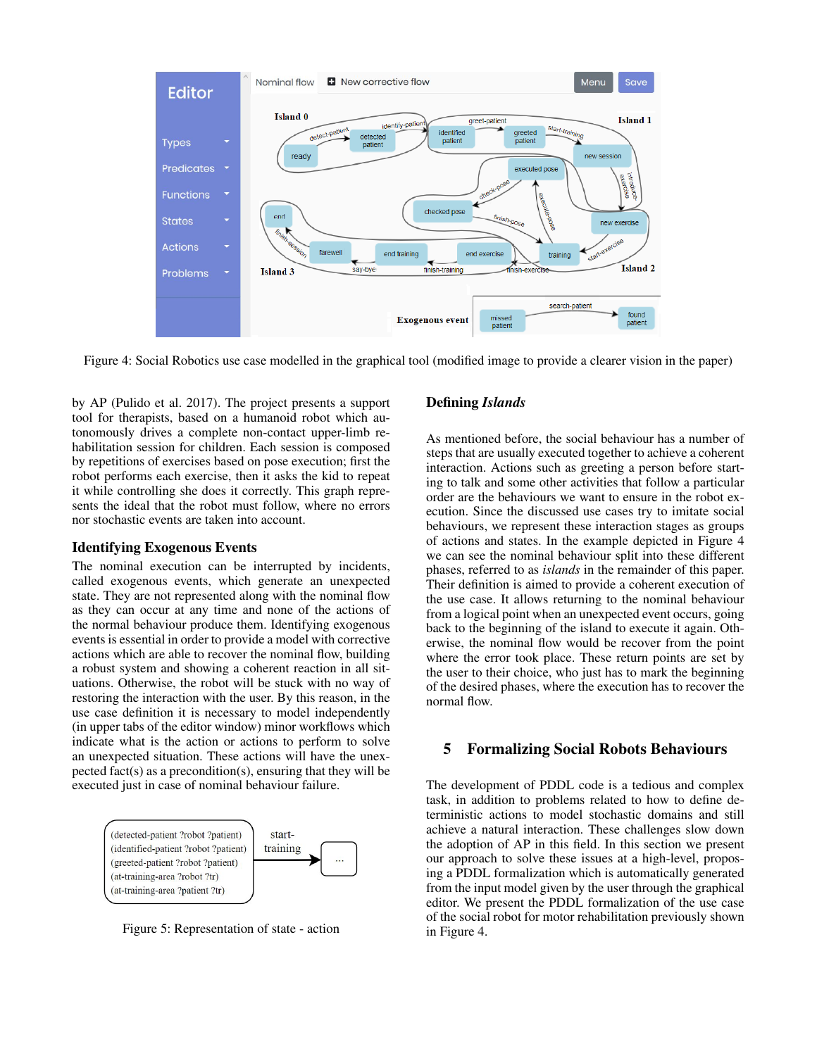Figure 4: Social Robotics use case modelled in the graphical tool (modified image to provide a clearer vision in the paper)

by AP (Pulido et al. 2017). The project presents a support tool for therapists, based on a humanoid robot which autonomously drives a complete non-contact upper-limb rehabilitation session for children. Each session is composed by repetitions of exercises based on pose execution; first the robot performs each exercise, then it asks the kid to repeat it while controlling she does it correctly. This graph represents the ideal that the robot must follow, where no errors nor stochastic events are taken into account.

### Identifying Exogenous Events

The nominal execution can be interrupted by incidents, called exogenous events, which generate an unexpected state. They are not represented along with the nominal flow as they can occur at any time and none of the actions of the normal behaviour produce them. Identifying exogenous events is essential in order to provide a model with corrective actions which are able to recover the nominal flow, building a robust system and showing a coherent reaction in all situations. Otherwise, the robot will be stuck with no way of restoring the interaction with the user. By this reason, in the use case definition it is necessary to model independently (in upper tabs of the editor window) minor workflows which indicate what is the action or actions to perform to solve an unexpected situation. These actions will have the unexpected fact(s) as a precondition(s), ensuring that they will be executed just in case of nominal behaviour failure.

Figure 5: Representation of state - action

### Defining *Islands*

As mentioned before, the social behaviour has a number of steps that are usually executed together to achieve a coherent interaction. Actions such as greeting a person before starting to talk and some other activities that follow a particular order are the behaviours we want to ensure in the robot execution. Since the discussed use cases try to imitate social behaviours, we represent these interaction stages as groups of actions and states. In the example depicted in Figure 4 we can see the nominal behaviour split into these different phases, referred to as *islands* in the remainder of this paper. Their definition is aimed to provide a coherent execution of the use case. It allows returning to the nominal behaviour from a logical point when an unexpected event occurs, going back to the beginning of the island to execute it again. Otherwise, the nominal flow would be recover from the point where the error took place. These return points are set by the user to their choice, who just has to mark the beginning of the desired phases, where the execution has to recover the normal flow.

## 5 Formalizing Social Robots Behaviours

The development of PDDL code is a tedious and complex task, in addition to problems related to how to define deterministic actions to model stochastic domains and still achieve a natural interaction. These challenges slow down the adoption of AP in this field. In this section we present our approach to solve these issues at a high-level, proposing a PDDL formalization which is automatically generated from the input model given by the user through the graphical editor. We present the PDDL formalization of the use case of the social robot for motor rehabilitation previously shown in Figure 4.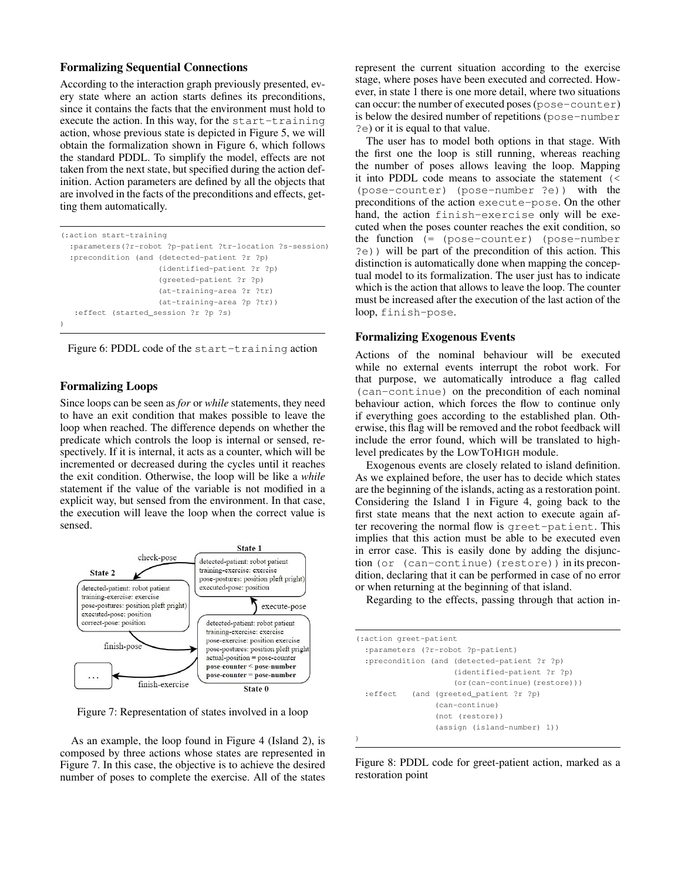### Formalizing Sequential Connections

According to the interaction graph previously presented, every state where an action starts defines its preconditions, since it contains the facts that the environment must hold to execute the action. In this way, for the `start-training` action, whose previous state is depicted in Figure 5, we will obtain the formalization shown in Figure 6, which follows the standard PDDL. To simplify the model, effects are not taken from the next state, but specified during the action definition. Action parameters are defined by all the objects that are involved in the facts of the preconditions and effects, getting them automatically.

```
(:action start-training
  :parameters(?r-robot ?p-patient ?tr-location ?s-session)
  :precondition (and (detected-patient ?r ?p)
                     (identified-patient ?r ?p)
                     (greeted-patient ?r ?p)
                     (at-training-area ?r ?tr)
                     (at-training-area ?p ?tr))
   :effect (started_session ?r ?p ?s)
)
```

Figure 6: PDDL code of the `start-training` action

### Formalizing Loops

Since loops can be seen as *for* or *while* statements, they need to have an exit condition that makes possible to leave the loop when reached. The difference depends on whether the predicate which controls the loop is internal or sensed, respectively. If it is internal, it acts as a counter, which will be incremented or decreased during the cycles until it reaches the exit condition. Otherwise, the loop will be like a *while* statement if the value of the variable is not modified in a explicit way, but sensed from the environment. In that case, the execution will leave the loop when the correct value is sensed.

Figure 7: Representation of states involved in a loop

As an example, the loop found in Figure 4 (Island 2), is composed by three actions whose states are represented in Figure 7. In this case, the objective is to achieve the desired number of poses to complete the exercise. All of the states represent the current situation according to the exercise stage, where poses have been executed and corrected. However, in state 1 there is one more detail, where two situations can occur: the number of executed poses (`pose-counter`) is below the desired number of repetitions (`pose-number ?e`) or it is equal to that value.

The user has to model both options in that stage. With the first one the loop is still running, whereas reaching the number of poses allows leaving the loop. Mapping it into PDDL code means to associate the statement `(< (pose-counter) (pose-number ?e))` with the preconditions of the action `execute-pose`. On the other hand, the action `finish-exercise` only will be executed when the poses counter reaches the exit condition, so the function `(= (pose-counter) (pose-number ?e))` will be part of the precondition of this action. This distinction is automatically done when mapping the conceptual model to its formalization. The user just has to indicate which is the action that allows to leave the loop. The counter must be increased after the execution of the last action of the loop, `finish-pose`.

### Formalizing Exogenous Events

Actions of the nominal behaviour will be executed while no external events interrupt the robot work. For that purpose, we automatically introduce a flag called `(can-continue)` on the precondition of each nominal behaviour action, which forces the flow to continue only if everything goes according to the established plan. Otherwise, this flag will be removed and the robot feedback will include the error found, which will be translated to high-level predicates by the LowToHigh module.

Exogenous events are closely related to island definition. As we explained before, the user has to decide which states are the beginning of the islands, acting as a restoration point. Considering the Island 1 in Figure 4, going back to the first state means that the next action to execute again after recovering the normal flow is `greet-patient`. This implies that this action must be able to be executed even in error case. This is easily done by adding the disjunction `(or (can-continue)(restore))` in its precondition, declaring that it can be performed in case of no error or when returning at the beginning of that island.

Regarding to the effects, passing through that action in-

```
(:action greet-patient
  :parameters (?r-robot ?p-patient)
  :precondition (and (detected-patient ?r ?p)
                     (identified-patient ?r ?p)
                     (or(can-continue)(restore)))
  :effect   (and (greeted_patient ?r ?p)
                 (can-continue)
                 (not (restore))
                 (assign (island-number) 1))
)
```

Figure 8: PDDL code for greet-patient action, marked as a restoration point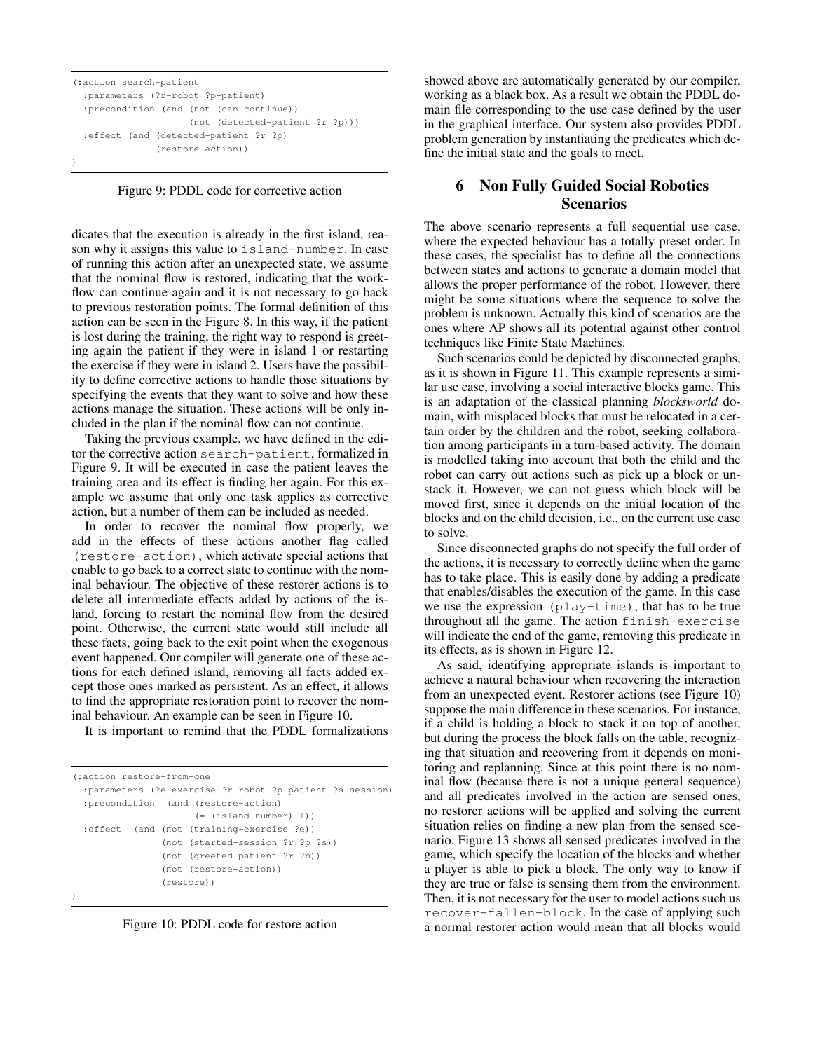```
(:action search-patient
  :parameters (?r-robot ?p-patient)
  :precondition (and (not (can-continue))
                     (not (detected-patient ?r ?p)))
  :effect (and (detected-patient ?r ?p)
               (restore-action))
)
```

Figure 9: PDDL code for corrective action

dicates that the execution is already in the first island, reason why it assigns this value to `island-number`. In case of running this action after an unexpected state, we assume that the nominal flow is restored, indicating that the workflow can continue again and it is not necessary to go back to previous restoration points. The formal definition of this action can be seen in the Figure 8. In this way, if the patient is lost during the training, the right way to respond is greeting again the patient if they were in island 1 or restarting the exercise if they were in island 2. Users have the possibility to define corrective actions to handle those situations by specifying the events that they want to solve and how these actions manage the situation. These actions will be only included in the plan if the nominal flow can not continue.

Taking the previous example, we have defined in the editor the corrective action `search-patient`, formalized in Figure 9. It will be executed in case the patient leaves the training area and its effect is finding her again. For this example we assume that only one task applies as corrective action, but a number of them can be included as needed.

In order to recover the nominal flow properly, we add in the effects of these actions another flag called `(restore-action)`, which activate special actions that enable to go back to a correct state to continue with the nominal behaviour. The objective of these restorer actions is to delete all intermediate effects added by actions of the island, forcing to restart the nominal flow from the desired point. Otherwise, the current state would still include all these facts, going back to the exit point when the exogenous event happened. Our compiler will generate one of these actions for each defined island, removing all facts added except those ones marked as persistent. As an effect, it allows to find the appropriate restoration point to recover the nominal behaviour. An example can be seen in Figure 10.

It is important to remind that the PDDL formalizations

```
(:action restore-from-one
  :parameters (?e-exercise ?r-robot ?p-patient ?s-session)
  :precondition  (and (restore-action)
                      (= (island-number) 1))
  :effect  (and (not (training-exercise ?e))
                (not (started-session ?r ?p ?s))
                (not (greeted-patient ?r ?p))
                (not (restore-action))
                (restore))
)
```

Figure 10: PDDL code for restore action

showed above are automatically generated by our compiler, working as a black box. As a result we obtain the PDDL domain file corresponding to the use case defined by the user in the graphical interface. Our system also provides PDDL problem generation by instantiating the predicates which define the initial state and the goals to meet.

## 6 Non Fully Guided Social Robotics Scenarios

The above scenario represents a full sequential use case, where the expected behaviour has a totally preset order. In these cases, the specialist has to define all the connections between states and actions to generate a domain model that allows the proper performance of the robot. However, there might be some situations where the sequence to solve the problem is unknown. Actually this kind of scenarios are the ones where AP shows all its potential against other control techniques like Finite State Machines.

Such scenarios could be depicted by disconnected graphs, as it is shown in Figure 11. This example represents a similar use case, involving a social interactive blocks game. This is an adaptation of the classical planning *blocksworld* domain, with misplaced blocks that must be relocated in a certain order by the children and the robot, seeking collaboration among participants in a turn-based activity. The domain is modelled taking into account that both the child and the robot can carry out actions such as pick up a block or unstack it. However, we can not guess which block will be moved first, since it depends on the initial location of the blocks and on the child decision, i.e., on the current use case to solve.

Since disconnected graphs do not specify the full order of the actions, it is necessary to correctly define when the game has to take place. This is easily done by adding a predicate that enables/disables the execution of the game. In this case we use the expression `(play-time)`, that has to be true throughout all the game. The action `finish-exercise` will indicate the end of the game, removing this predicate in its effects, as is shown in Figure 12.

As said, identifying appropriate islands is important to achieve a natural behaviour when recovering the interaction from an unexpected event. Restorer actions (see Figure 10) suppose the main difference in these scenarios. For instance, if a child is holding a block to stack it on top of another, but during the process the block falls on the table, recognizing that situation and recovering from it depends on monitoring and replanning. Since at this point there is no nominal flow (because there is not a unique general sequence) and all predicates involved in the action are sensed ones, no restorer actions will be applied and solving the current situation relies on finding a new plan from the sensed scenario. Figure 13 shows all sensed predicates involved in the game, which specify the location of the blocks and whether a player is able to pick a block. The only way to know if they are true or false is sensing them from the environment. Then, it is not necessary for the user to model actions such us `recover-fallen-block`. In the case of applying such a normal restorer action would mean that all blocks would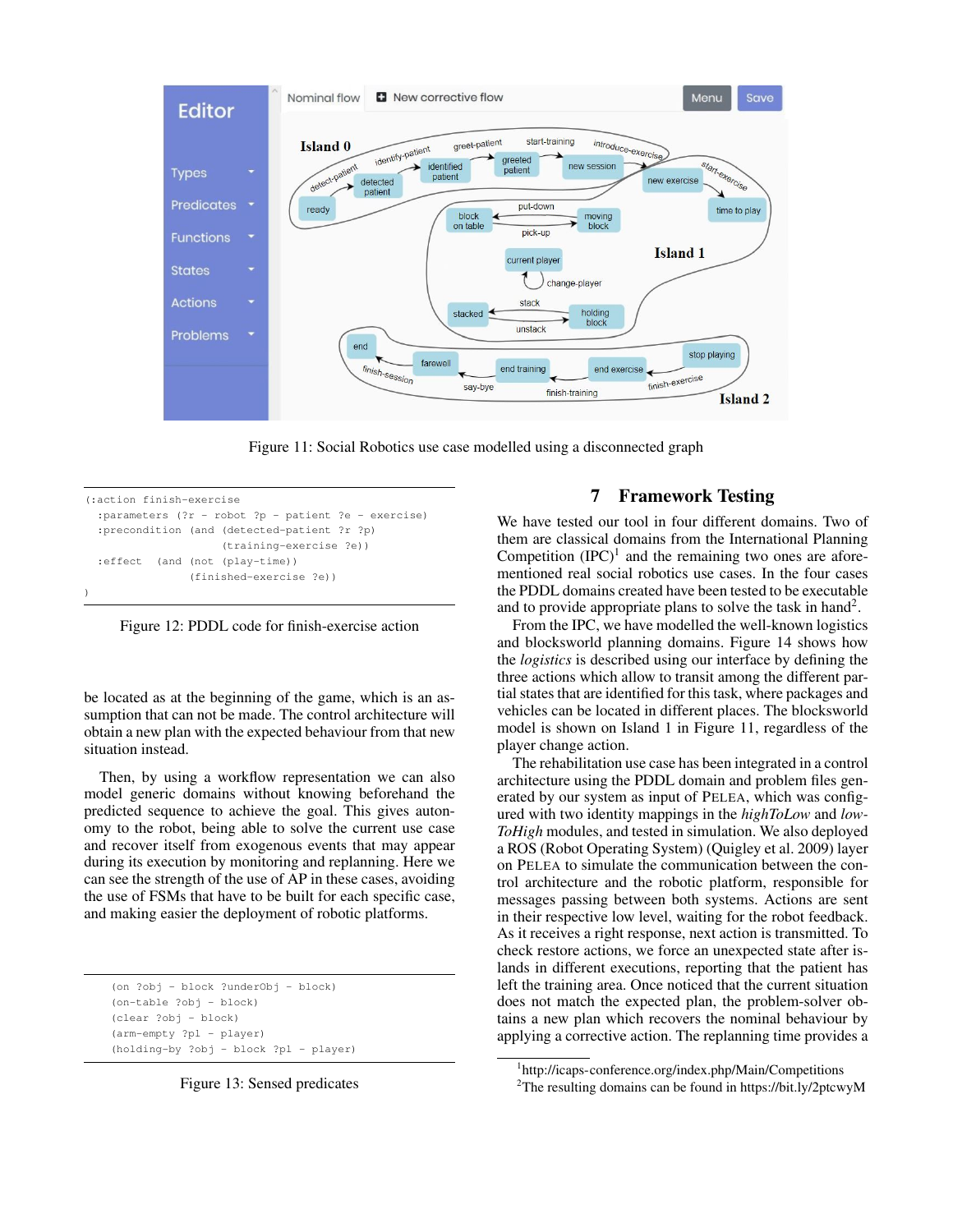Figure 11: Social Robotics use case modelled using a disconnected graph

```
(:action finish-exercise
  :parameters (?r - robot ?p - patient ?e - exercise)
  :precondition (and (detected-patient ?r ?p)
                     (training-exercise ?e))
  :effect  (and (not (play-time))
                (finished-exercise ?e))
)
```

Figure 12: PDDL code for finish-exercise action

be located as at the beginning of the game, which is an assumption that can not be made. The control architecture will obtain a new plan with the expected behaviour from that new situation instead.

Then, by using a workflow representation we can also model generic domains without knowing beforehand the predicted sequence to achieve the goal. This gives autonomy to the robot, being able to solve the current use case and recover itself from exogenous events that may appear during its execution by monitoring and replanning. Here we can see the strength of the use of AP in these cases, avoiding the use of FSMs that have to be built for each specific case, and making easier the deployment of robotic platforms.

```
(on ?obj - block ?underObj - block)
(on-table ?obj - block)
(clear ?obj - block)
(arm-empty ?pl - player)
(holding-by ?obj - block ?pl - player)
```

Figure 13: Sensed predicates

## 7 Framework Testing

We have tested our tool in four different domains. Two of them are classical domains from the International Planning Competition (IPC)[1] and the remaining two ones are aforementioned real social robotics use cases. In the four cases the PDDL domains created have been tested to be executable and to provide appropriate plans to solve the task in hand[2].

From the IPC, we have modelled the well-known logistics and blocksworld planning domains. Figure 14 shows how the *logistics* is described using our interface by defining the three actions which allow to transit among the different partial states that are identified for this task, where packages and vehicles can be located in different places. The blocksworld model is shown on Island 1 in Figure 11, regardless of the player change action.

The rehabilitation use case has been integrated in a control architecture using the PDDL domain and problem files generated by our system as input of PELEA, which was configured with two identity mappings in the *highToLow* and *lowToHigh* modules, and tested in simulation. We also deployed a ROS (Robot Operating System) (Quigley et al. 2009) layer on PELEA to simulate the communication between the control architecture and the robotic platform, responsible for messages passing between both systems. Actions are sent in their respective low level, waiting for the robot feedback. As it receives a right response, next action is transmitted. To check restore actions, we force an unexpected state after islands in different executions, reporting that the patient has left the training area. Once noticed that the current situation does not match the expected plan, the problem-solver obtains a new plan which recovers the nominal behaviour by applying a corrective action. The replanning time provides a

[1] http://icaps-conference.org/index.php/Main/Competitions

[2] The resulting domains can be found in https://bit.ly/2ptcwyM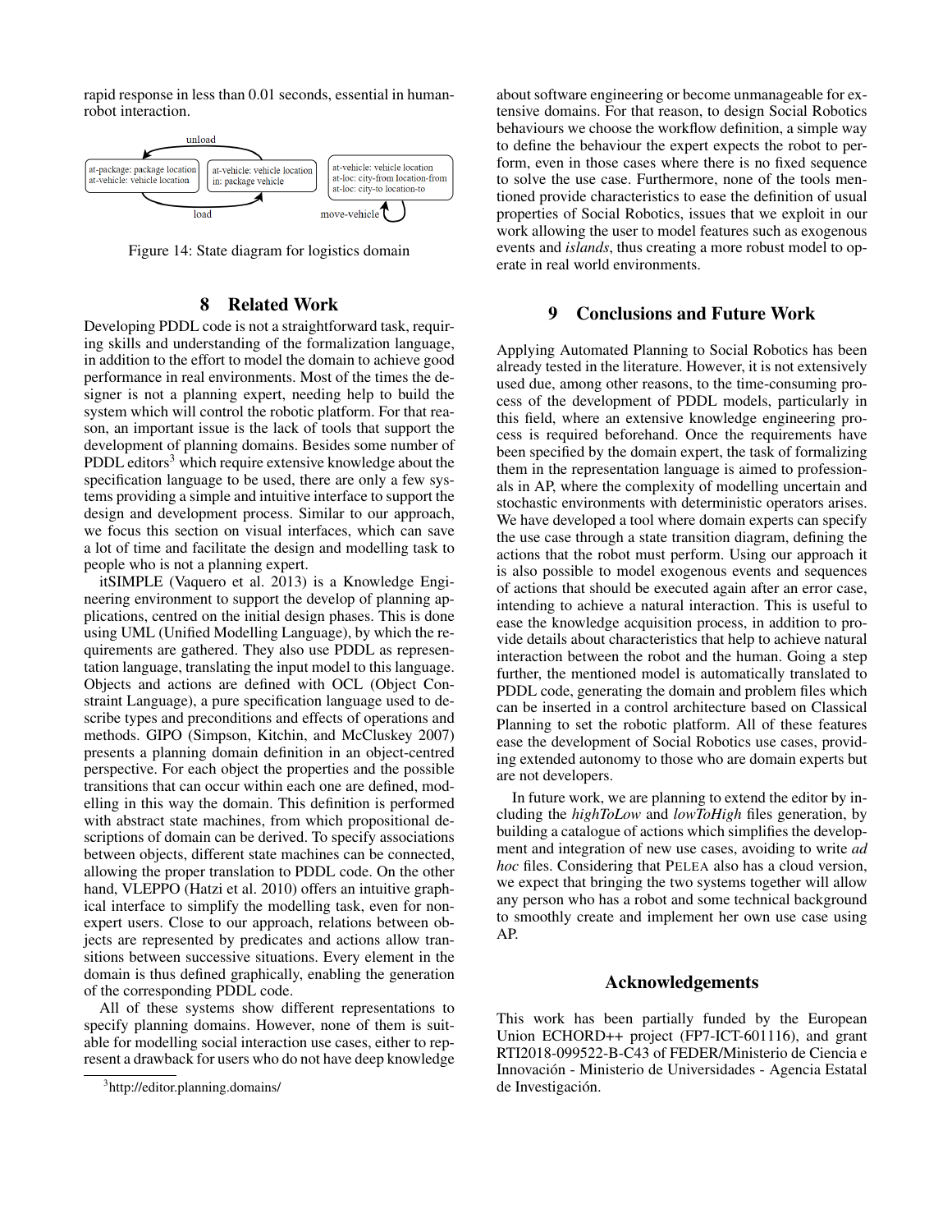rapid response in less than 0.01 seconds, essential in human-robot interaction.

Figure 14: State diagram for logistics domain

## 8 Related Work

Developing PDDL code is not a straightforward task, requiring skills and understanding of the formalization language, in addition to the effort to model the domain to achieve good performance in real environments. Most of the times the designer is not a planning expert, needing help to build the system which will control the robotic platform. For that reason, an important issue is the lack of tools that support the development of planning domains. Besides some number of PDDL editors[3] which require extensive knowledge about the specification language to be used, there are only a few systems providing a simple and intuitive interface to support the design and development process. Similar to our approach, we focus this section on visual interfaces, which can save a lot of time and facilitate the design and modelling task to people who is not a planning expert.

itSIMPLE (Vaquero et al. 2013) is a Knowledge Engineering environment to support the develop of planning applications, centred on the initial design phases. This is done using UML (Unified Modelling Language), by which the requirements are gathered. They also use PDDL as representation language, translating the input model to this language. Objects and actions are defined with OCL (Object Constraint Language), a pure specification language used to describe types and preconditions and effects of operations and methods. GIPO (Simpson, Kitchin, and McCluskey 2007) presents a planning domain definition in an object-centred perspective. For each object the properties and the possible transitions that can occur within each one are defined, modelling in this way the domain. This definition is performed with abstract state machines, from which propositional descriptions of domain can be derived. To specify associations between objects, different state machines can be connected, allowing the proper translation to PDDL code. On the other hand, VLEPPO (Hatzi et al. 2010) offers an intuitive graphical interface to simplify the modelling task, even for non-expert users. Close to our approach, relations between objects are represented by predicates and actions allow transitions between successive situations. Every element in the domain is thus defined graphically, enabling the generation of the corresponding PDDL code.

All of these systems show different representations to specify planning domains. However, none of them is suitable for modelling social interaction use cases, either to represent a drawback for users who do not have deep knowledge about software engineering or become unmanageable for extensive domains. For that reason, to design Social Robotics behaviours we choose the workflow definition, a simple way to define the behaviour the expert expects the robot to perform, even in those cases where there is no fixed sequence to solve the use case. Furthermore, none of the tools mentioned provide characteristics to ease the definition of usual properties of Social Robotics, issues that we exploit in our work allowing the user to model features such as exogenous events and *islands*, thus creating a more robust model to operate in real world environments.

[3]http://editor.planning.domains/

## 9 Conclusions and Future Work

Applying Automated Planning to Social Robotics has been already tested in the literature. However, it is not extensively used due, among other reasons, to the time-consuming process of the development of PDDL models, particularly in this field, where an extensive knowledge engineering process is required beforehand. Once the requirements have been specified by the domain expert, the task of formalizing them in the representation language is aimed to professionals in AP, where the complexity of modelling uncertain and stochastic environments with deterministic operators arises. We have developed a tool where domain experts can specify the use case through a state transition diagram, defining the actions that the robot must perform. Using our approach it is also possible to model exogenous events and sequences of actions that should be executed again after an error case, intending to achieve a natural interaction. This is useful to ease the knowledge acquisition process, in addition to provide details about characteristics that help to achieve natural interaction between the robot and the human. Going a step further, the mentioned model is automatically translated to PDDL code, generating the domain and problem files which can be inserted in a control architecture based on Classical Planning to set the robotic platform. All of these features ease the development of Social Robotics use cases, providing extended autonomy to those who are domain experts but are not developers.

In future work, we are planning to extend the editor by including the *highToLow* and *lowToHigh* files generation, by building a catalogue of actions which simplifies the development and integration of new use cases, avoiding to write *ad hoc* files. Considering that PELEA also has a cloud version, we expect that bringing the two systems together will allow any person who has a robot and some technical background to smoothly create and implement her own use case using AP.

## Acknowledgements

This work has been partially funded by the European Union ECHORD++ project (FP7-ICT-601116), and grant RTI2018-099522-B-C43 of FEDER/Ministerio de Ciencia e Innovación - Ministerio de Universidades - Agencia Estatal de Investigación.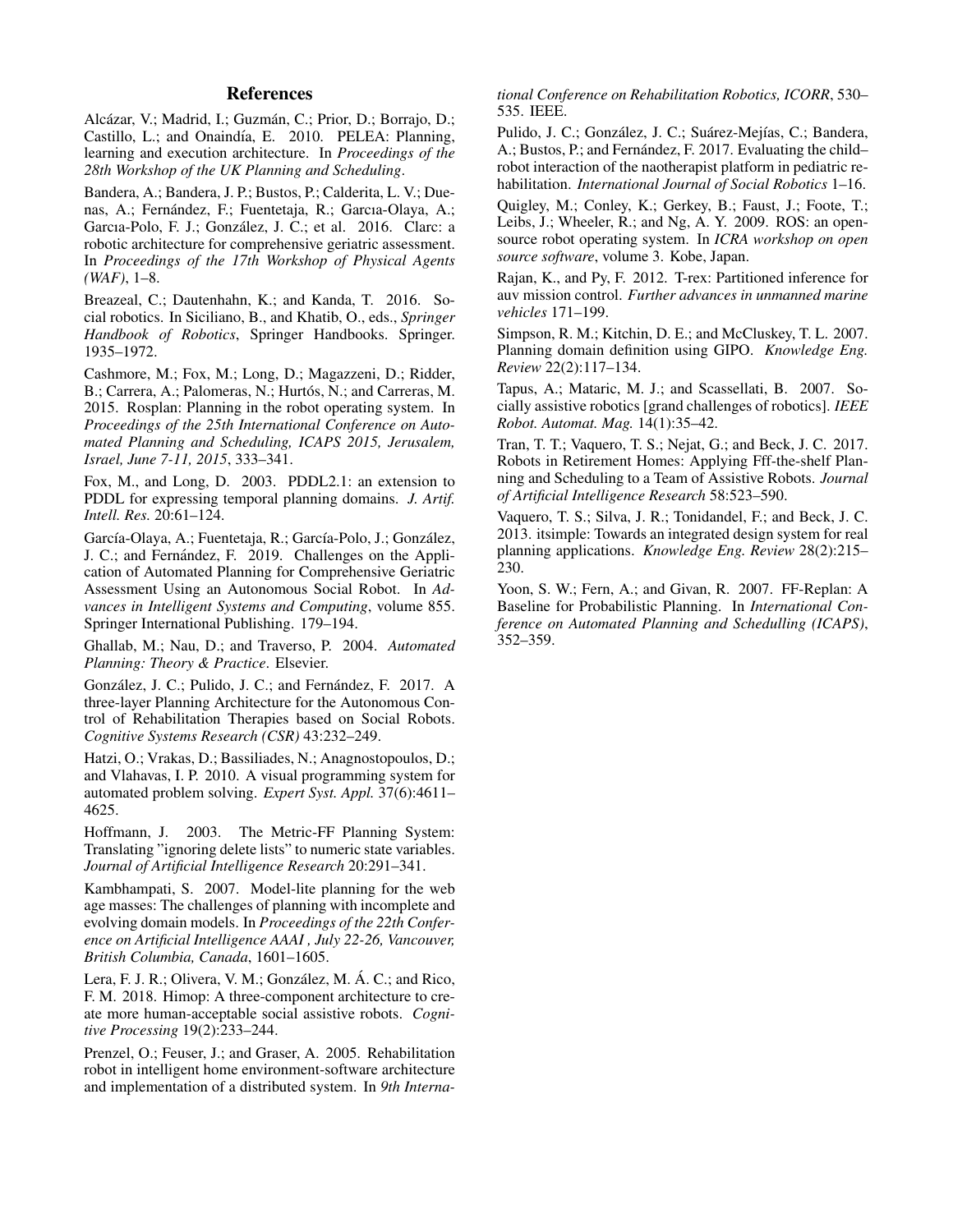## References

Alcázar, V.; Madrid, I.; Guzmán, C.; Prior, D.; Borrajo, D.; Castillo, L.; and Onaindía, E. 2010. PELEA: Planning, learning and execution architecture. In *Proceedings of the 28th Workshop of the UK Planning and Scheduling*.

Bandera, A.; Bandera, J. P.; Bustos, P.; Calderita, L. V.; Duenas, A.; Fernández, F.; Fuentetaja, R.; Garcıa-Olaya, A.; Garcıa-Polo, F. J.; González, J. C.; et al. 2016. Clarc: a robotic architecture for comprehensive geriatric assessment. In *Proceedings of the 17th Workshop of Physical Agents (WAF)*, 1–8.

Breazeal, C.; Dautenhahn, K.; and Kanda, T. 2016. Social robotics. In Siciliano, B., and Khatib, O., eds., *Springer Handbook of Robotics*, Springer Handbooks. Springer. 1935–1972.

Cashmore, M.; Fox, M.; Long, D.; Magazzeni, D.; Ridder, B.; Carrera, A.; Palomeras, N.; Hurtós, N.; and Carreras, M. 2015. Rosplan: Planning in the robot operating system. In *Proceedings of the 25th International Conference on Automated Planning and Scheduling, ICAPS 2015, Jerusalem, Israel, June 7-11, 2015*, 333–341.

Fox, M., and Long, D. 2003. PDDL2.1: an extension to PDDL for expressing temporal planning domains. *J. Artif. Intell. Res.* 20:61–124.

García-Olaya, A.; Fuentetaja, R.; García-Polo, J.; González, J. C.; and Fernández, F. 2019. Challenges on the Application of Automated Planning for Comprehensive Geriatric Assessment Using an Autonomous Social Robot. In *Advances in Intelligent Systems and Computing*, volume 855. Springer International Publishing. 179–194.

Ghallab, M.; Nau, D.; and Traverso, P. 2004. *Automated Planning: Theory & Practice*. Elsevier.

González, J. C.; Pulido, J. C.; and Fernández, F. 2017. A three-layer Planning Architecture for the Autonomous Control of Rehabilitation Therapies based on Social Robots. *Cognitive Systems Research (CSR)* 43:232–249.

Hatzi, O.; Vrakas, D.; Bassiliades, N.; Anagnostopoulos, D.; and Vlahavas, I. P. 2010. A visual programming system for automated problem solving. *Expert Syst. Appl.* 37(6):4611–4625.

Hoffmann, J. 2003. The Metric-FF Planning System: Translating "ignoring delete lists" to numeric state variables. *Journal of Artificial Intelligence Research* 20:291–341.

Kambhampati, S. 2007. Model-lite planning for the web age masses: The challenges of planning with incomplete and evolving domain models. In *Proceedings of the 22th Conference on Artificial Intelligence AAAI , July 22-26, Vancouver, British Columbia, Canada*, 1601–1605.

Lera, F. J. R.; Olivera, V. M.; González, M. Á. C.; and Rico, F. M. 2018. Himop: A three-component architecture to create more human-acceptable social assistive robots. *Cognitive Processing* 19(2):233–244.

Prenzel, O.; Feuser, J.; and Graser, A. 2005. Rehabilitation robot in intelligent home environment-software architecture and implementation of a distributed system. In *9th International Conference on Rehabilitation Robotics, ICORR*, 530–535. IEEE.

Pulido, J. C.; González, J. C.; Suárez-Mejías, C.; Bandera, A.; Bustos, P.; and Fernández, F. 2017. Evaluating the child–robot interaction of the naotherapist platform in pediatric rehabilitation. *International Journal of Social Robotics* 1–16.

Quigley, M.; Conley, K.; Gerkey, B.; Faust, J.; Foote, T.; Leibs, J.; Wheeler, R.; and Ng, A. Y. 2009. ROS: an open-source robot operating system. In *ICRA workshop on open source software*, volume 3. Kobe, Japan.

Rajan, K., and Py, F. 2012. T-rex: Partitioned inference for auv mission control. *Further advances in unmanned marine vehicles* 171–199.

Simpson, R. M.; Kitchin, D. E.; and McCluskey, T. L. 2007. Planning domain definition using GIPO. *Knowledge Eng. Review* 22(2):117–134.

Tapus, A.; Mataric, M. J.; and Scassellati, B. 2007. Socially assistive robotics [grand challenges of robotics]. *IEEE Robot. Automat. Mag.* 14(1):35–42.

Tran, T. T.; Vaquero, T. S.; Nejat, G.; and Beck, J. C. 2017. Robots in Retirement Homes: Applying Fff-the-shelf Planning and Scheduling to a Team of Assistive Robots. *Journal of Artificial Intelligence Research* 58:523–590.

Vaquero, T. S.; Silva, J. R.; Tonidandel, F.; and Beck, J. C. 2013. itsimple: Towards an integrated design system for real planning applications. *Knowledge Eng. Review* 28(2):215–230.

Yoon, S. W.; Fern, A.; and Givan, R. 2007. FF-Replan: A Baseline for Probabilistic Planning. In *International Conference on Automated Planning and Schedulling (ICAPS)*, 352–359.